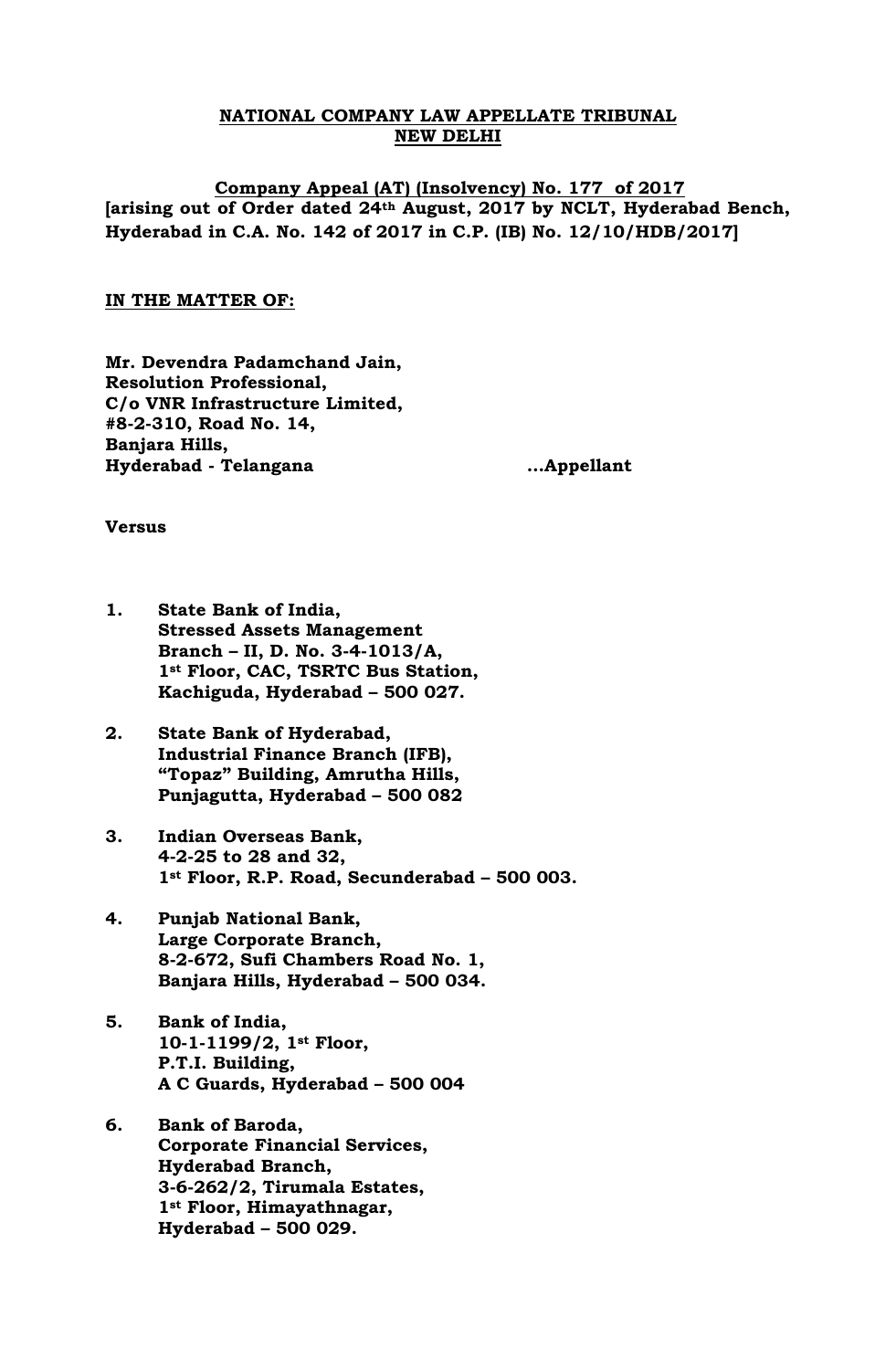**NATIONAL COMPANY LAW APPELLATE TRIBUNAL**
**NEW DELHI**

**Company Appeal (AT) (Insolvency) No. 177 of 2017**
**[arising out of Order dated 24th August, 2017 by NCLT, Hyderabad Bench, Hyderabad in C.A. No. 142 of 2017 in C.P. (IB) No. 12/10/HDB/2017]**

**IN THE MATTER OF:**

**Mr. Devendra Padamchand Jain,**
**Resolution Professional,**
**C/o VNR Infrastructure Limited,**
**#8-2-310, Road No. 14,**
**Banjara Hills,**
**Hyderabad - Telangana** **...Appellant**

**Versus**

1. **State Bank of India,**
   **Stressed Assets Management**
   **Branch – II, D. No. 3-4-1013/A,**
   **1st Floor, CAC, TSRTC Bus Station,**
   **Kachiguda, Hyderabad – 500 027.**

2. **State Bank of Hyderabad,**
   **Industrial Finance Branch (IFB),**
   **"Topaz" Building, Amrutha Hills,**
   **Punjagutta, Hyderabad – 500 082**

3. **Indian Overseas Bank,**
   **4-2-25 to 28 and 32,**
   **1st Floor, R.P. Road, Secunderabad – 500 003.**

4. **Punjab National Bank,**
   **Large Corporate Branch,**
   **8-2-672, Sufi Chambers Road No. 1,**
   **Banjara Hills, Hyderabad – 500 034.**

5. **Bank of India,**
   **10-1-1199/2, 1st Floor,**
   **P.T.I. Building,**
   **A C Guards, Hyderabad – 500 004**

6. **Bank of Baroda,**
   **Corporate Financial Services,**
   **Hyderabad Branch,**
   **3-6-262/2, Tirumala Estates,**
   **1st Floor, Himayathnagar,**
   **Hyderabad – 500 029.**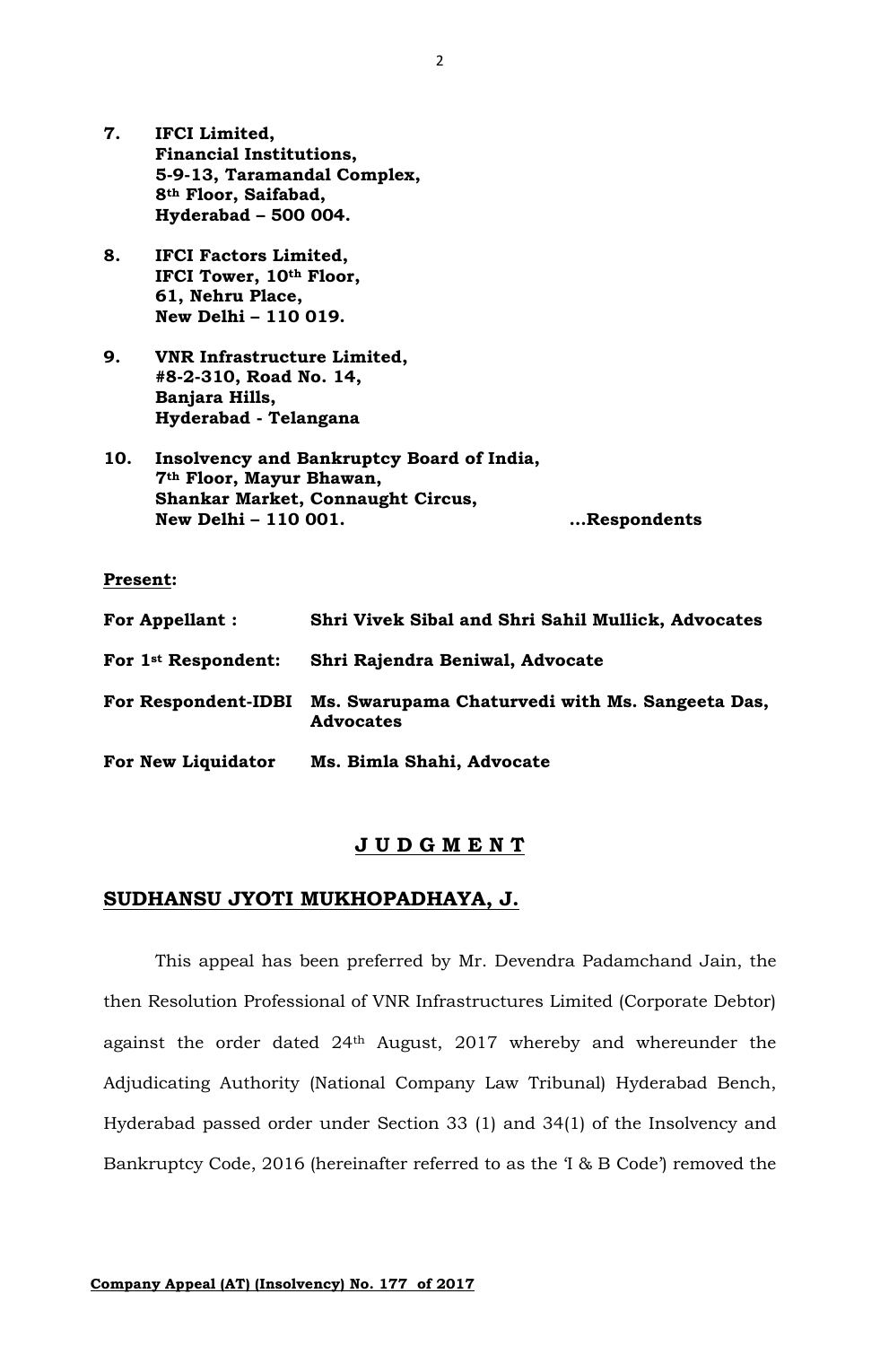**7. IFCI Limited,**
**Financial Institutions,**
**5-9-13, Taramandal Complex,**
**8th Floor, Saifabad,**
**Hyderabad – 500 004.**

**8. IFCI Factors Limited,**
**IFCI Tower, 10th Floor,**
**61, Nehru Place,**
**New Delhi – 110 019.**

**9. VNR Infrastructure Limited,**
**#8-2-310, Road No. 14,**
**Banjara Hills,**
**Hyderabad - Telangana**

**10. Insolvency and Bankruptcy Board of India,**
**7th Floor, Mayur Bhawan,**
**Shankar Market, Connaught Circus,**
**New Delhi – 110 001.** **...Respondents**

**Present:**

| | |
|---|---|
| **For Appellant :** | **Shri Vivek Sibal and Shri Sahil Mullick, Advocates** |
| **For 1st Respondent:** | **Shri Rajendra Beniwal, Advocate** |
| **For Respondent-IDBI** | **Ms. Swarupama Chaturvedi with Ms. Sangeeta Das, Advocates** |
| **For New Liquidator** | **Ms. Bimla Shahi, Advocate** |

## J U D G M E N T

## SUDHANSU JYOTI MUKHOPADHAYA, J.

This appeal has been preferred by Mr. Devendra Padamchand Jain, the then Resolution Professional of VNR Infrastructures Limited (Corporate Debtor) against the order dated 24th August, 2017 whereby and whereunder the Adjudicating Authority (National Company Law Tribunal) Hyderabad Bench, Hyderabad passed order under Section 33 (1) and 34(1) of the Insolvency and Bankruptcy Code, 2016 (hereinafter referred to as the 'I & B Code') removed the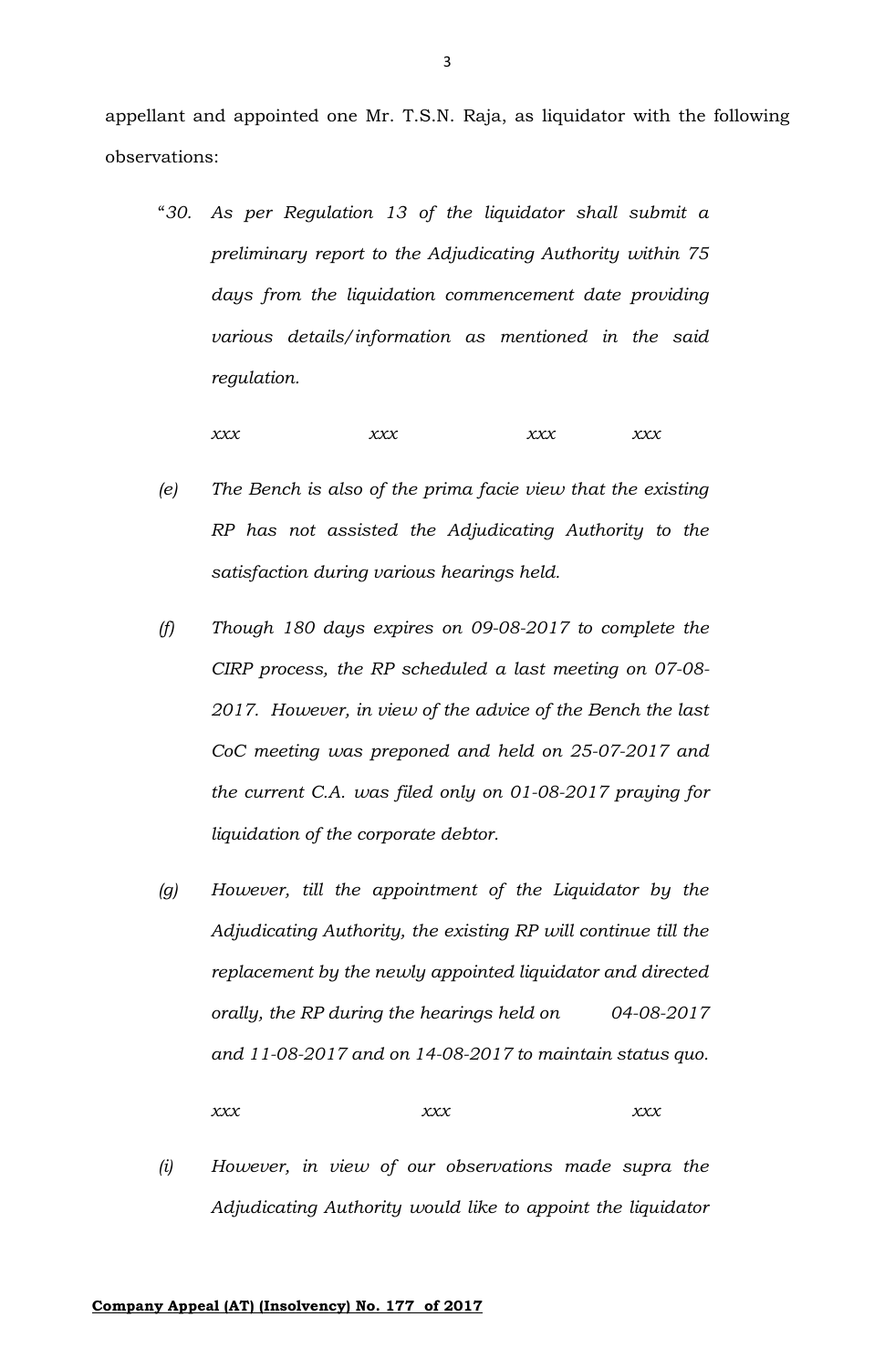appellant and appointed one Mr. T.S.N. Raja, as liquidator with the following observations:

> "*30. As per Regulation 13 of the liquidator shall submit a preliminary report to the Adjudicating Authority within 75 days from the liquidation commencement date providing various details/information as mentioned in the said regulation.*
>
> *xxx xxx xxx xxx*
>
> *(e) The Bench is also of the prima facie view that the existing RP has not assisted the Adjudicating Authority to the satisfaction during various hearings held.*
>
> *(f) Though 180 days expires on 09-08-2017 to complete the CIRP process, the RP scheduled a last meeting on 07-08-2017. However, in view of the advice of the Bench the last CoC meeting was preponed and held on 25-07-2017 and the current C.A. was filed only on 01-08-2017 praying for liquidation of the corporate debtor.*
>
> *(g) However, till the appointment of the Liquidator by the Adjudicating Authority, the existing RP will continue till the replacement by the newly appointed liquidator and directed orally, the RP during the hearings held on 04-08-2017 and 11-08-2017 and on 14-08-2017 to maintain status quo.*
>
> *xxx xxx xxx*
>
> *(i) However, in view of our observations made supra the Adjudicating Authority would like to appoint the liquidator*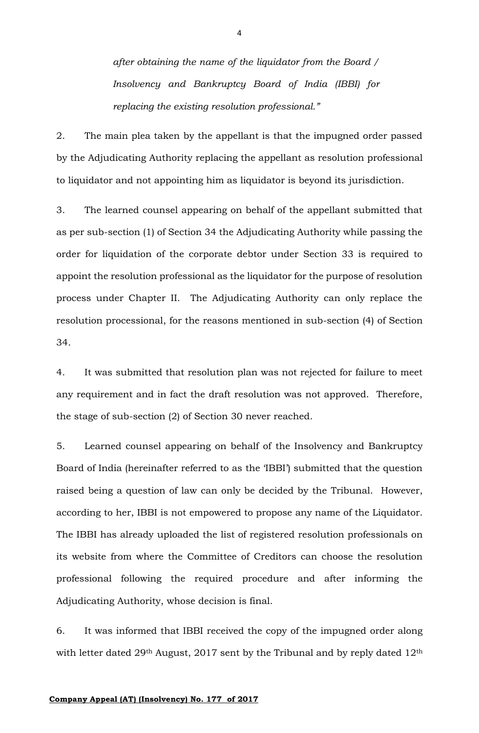*after obtaining the name of the liquidator from the Board / Insolvency and Bankruptcy Board of India (IBBI) for replacing the existing resolution professional."*

2. The main plea taken by the appellant is that the impugned order passed by the Adjudicating Authority replacing the appellant as resolution professional to liquidator and not appointing him as liquidator is beyond its jurisdiction.

3. The learned counsel appearing on behalf of the appellant submitted that as per sub-section (1) of Section 34 the Adjudicating Authority while passing the order for liquidation of the corporate debtor under Section 33 is required to appoint the resolution professional as the liquidator for the purpose of resolution process under Chapter II. The Adjudicating Authority can only replace the resolution processional, for the reasons mentioned in sub-section (4) of Section 34.

4. It was submitted that resolution plan was not rejected for failure to meet any requirement and in fact the draft resolution was not approved. Therefore, the stage of sub-section (2) of Section 30 never reached.

5. Learned counsel appearing on behalf of the Insolvency and Bankruptcy Board of India (hereinafter referred to as the 'IBBI') submitted that the question raised being a question of law can only be decided by the Tribunal. However, according to her, IBBI is not empowered to propose any name of the Liquidator. The IBBI has already uploaded the list of registered resolution professionals on its website from where the Committee of Creditors can choose the resolution professional following the required procedure and after informing the Adjudicating Authority, whose decision is final.

6. It was informed that IBBI received the copy of the impugned order along with letter dated 29th August, 2017 sent by the Tribunal and by reply dated 12th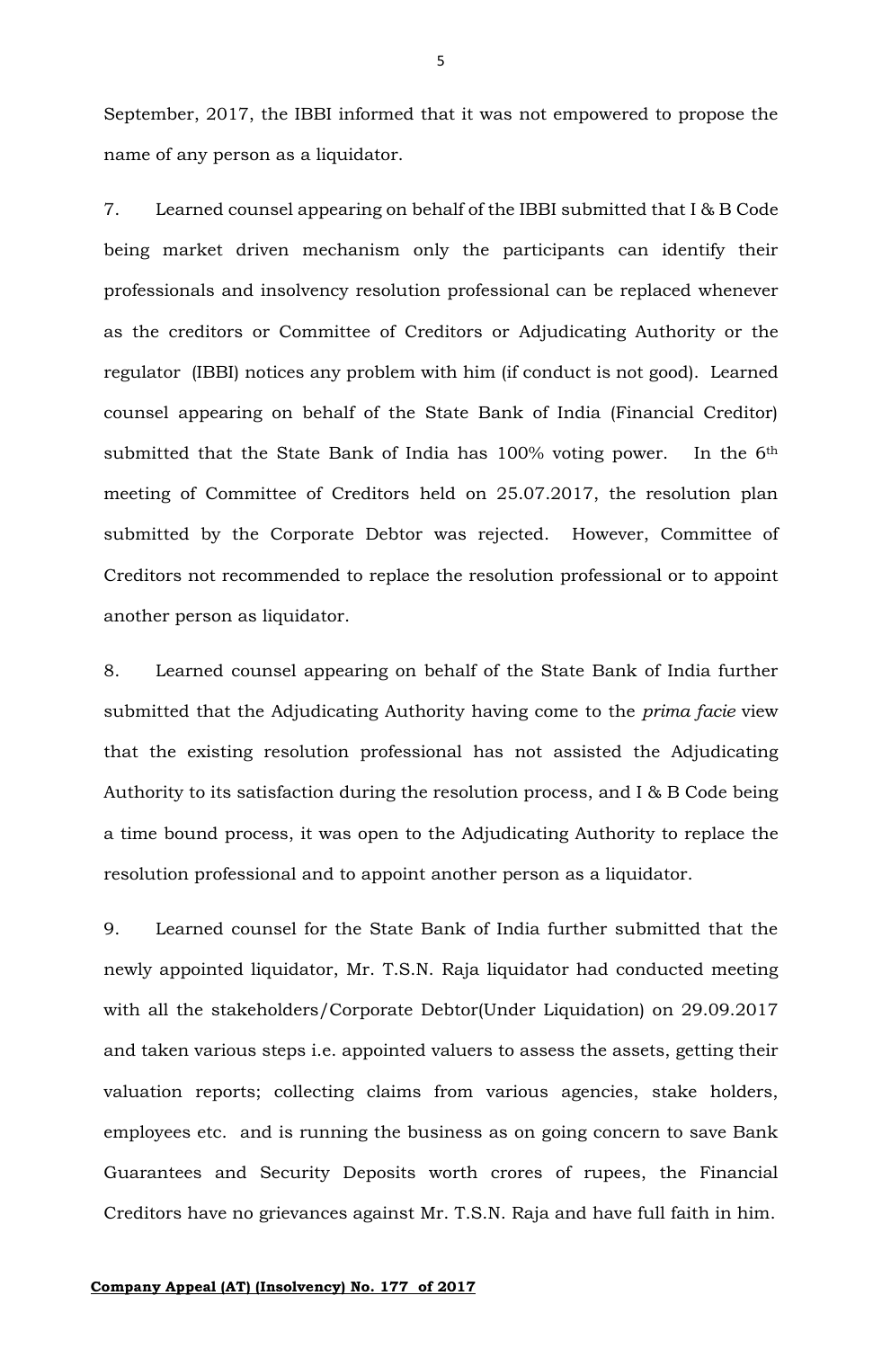September, 2017, the IBBI informed that it was not empowered to propose the name of any person as a liquidator.

7. Learned counsel appearing on behalf of the IBBI submitted that I & B Code being market driven mechanism only the participants can identify their professionals and insolvency resolution professional can be replaced whenever as the creditors or Committee of Creditors or Adjudicating Authority or the regulator (IBBI) notices any problem with him (if conduct is not good). Learned counsel appearing on behalf of the State Bank of India (Financial Creditor) submitted that the State Bank of India has 100% voting power. In the 6th meeting of Committee of Creditors held on 25.07.2017, the resolution plan submitted by the Corporate Debtor was rejected. However, Committee of Creditors not recommended to replace the resolution professional or to appoint another person as liquidator.

8. Learned counsel appearing on behalf of the State Bank of India further submitted that the Adjudicating Authority having come to the *prima facie* view that the existing resolution professional has not assisted the Adjudicating Authority to its satisfaction during the resolution process, and I & B Code being a time bound process, it was open to the Adjudicating Authority to replace the resolution professional and to appoint another person as a liquidator.

9. Learned counsel for the State Bank of India further submitted that the newly appointed liquidator, Mr. T.S.N. Raja liquidator had conducted meeting with all the stakeholders/Corporate Debtor(Under Liquidation) on 29.09.2017 and taken various steps i.e. appointed valuers to assess the assets, getting their valuation reports; collecting claims from various agencies, stake holders, employees etc. and is running the business as on going concern to save Bank Guarantees and Security Deposits worth crores of rupees, the Financial Creditors have no grievances against Mr. T.S.N. Raja and have full faith in him.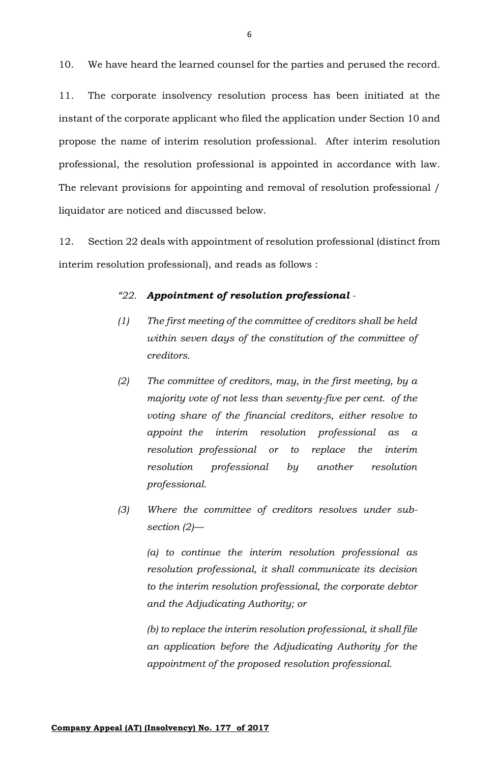10. We have heard the learned counsel for the parties and perused the record.

11. The corporate insolvency resolution process has been initiated at the instant of the corporate applicant who filed the application under Section 10 and propose the name of interim resolution professional. After interim resolution professional, the resolution professional is appointed in accordance with law. The relevant provisions for appointing and removal of resolution professional / liquidator are noticed and discussed below.

12. Section 22 deals with appointment of resolution professional (distinct from interim resolution professional), and reads as follows :

> *"22. **Appointment of resolution professional** -*
>
> *(1) The first meeting of the committee of creditors shall be held within seven days of the constitution of the committee of creditors.*
>
> *(2) The committee of creditors, may, in the first meeting, by a majority vote of not less than seventy-five per cent. of the voting share of the financial creditors, either resolve to appoint the interim resolution professional as a resolution professional or to replace the interim resolution professional by another resolution professional.*
>
> *(3) Where the committee of creditors resolves under sub-section (2)—*
>
> *(a) to continue the interim resolution professional as resolution professional, it shall communicate its decision to the interim resolution professional, the corporate debtor and the Adjudicating Authority; or*
>
> *(b) to replace the interim resolution professional, it shall file an application before the Adjudicating Authority for the appointment of the proposed resolution professional.*

**Company Appeal (AT) (Insolvency) No. 177 of 2017**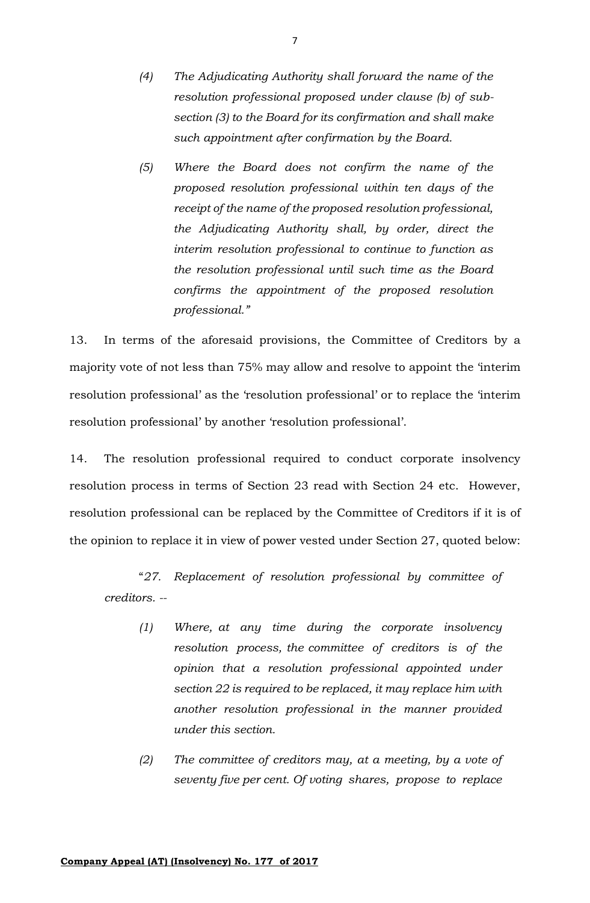> *(4) The Adjudicating Authority shall forward the name of the resolution professional proposed under clause (b) of sub-section (3) to the Board for its confirmation and shall make such appointment after confirmation by the Board.*
>
> *(5) Where the Board does not confirm the name of the proposed resolution professional within ten days of the receipt of the name of the proposed resolution professional, the Adjudicating Authority shall, by order, direct the interim resolution professional to continue to function as the resolution professional until such time as the Board confirms the appointment of the proposed resolution professional."*

13. In terms of the aforesaid provisions, the Committee of Creditors by a majority vote of not less than 75% may allow and resolve to appoint the 'interim resolution professional' as the 'resolution professional' or to replace the 'interim resolution professional' by another 'resolution professional'.

14. The resolution professional required to conduct corporate insolvency resolution process in terms of Section 23 read with Section 24 etc. However, resolution professional can be replaced by the Committee of Creditors if it is of the opinion to replace it in view of power vested under Section 27, quoted below:

> "*27. Replacement of resolution professional by committee of creditors. --*
>
> *(1) Where, at any time during the corporate insolvency resolution process, the committee of creditors is of the opinion that a resolution professional appointed under section 22 is required to be replaced, it may replace him with another resolution professional in the manner provided under this section.*
>
> *(2) The committee of creditors may, at a meeting, by a vote of seventy five per cent. Of voting shares, propose to replace*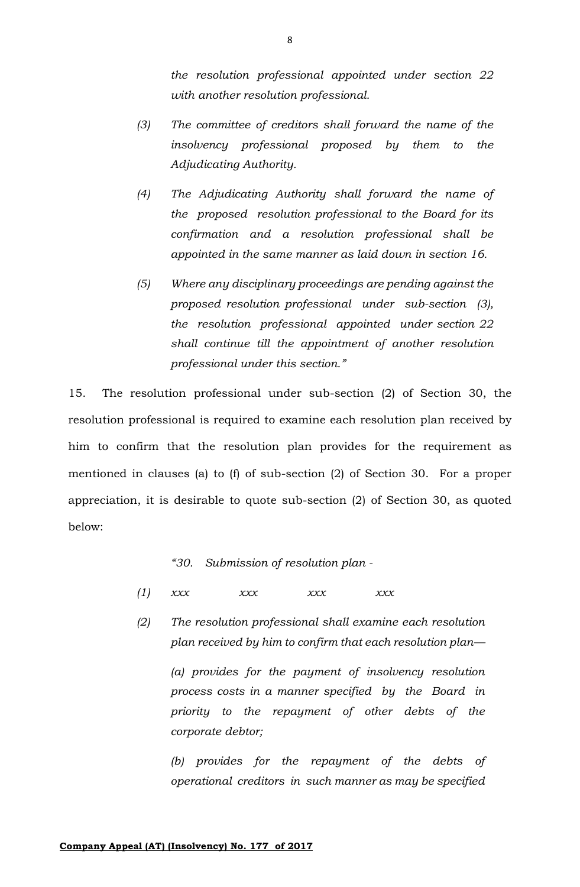> *the resolution professional appointed under section 22 with another resolution professional.*
>
> *(3) The committee of creditors shall forward the name of the insolvency professional proposed by them to the Adjudicating Authority.*
>
> *(4) The Adjudicating Authority shall forward the name of the proposed resolution professional to the Board for its confirmation and a resolution professional shall be appointed in the same manner as laid down in section 16.*
>
> *(5) Where any disciplinary proceedings are pending against the proposed resolution professional under sub-section (3), the resolution professional appointed under section 22 shall continue till the appointment of another resolution professional under this section."*

15. The resolution professional under sub-section (2) of Section 30, the resolution professional is required to examine each resolution plan received by him to confirm that the resolution plan provides for the requirement as mentioned in clauses (a) to (f) of sub-section (2) of Section 30. For a proper appreciation, it is desirable to quote sub-section (2) of Section 30, as quoted below:

> *"30. Submission of resolution plan -*
>
> *(1) xxx xxx xxx xxx*
>
> *(2) The resolution professional shall examine each resolution plan received by him to confirm that each resolution plan—*
>
> *(a) provides for the payment of insolvency resolution process costs in a manner specified by the Board in priority to the repayment of other debts of the corporate debtor;*
>
> *(b) provides for the repayment of the debts of operational creditors in such manner as may be specified*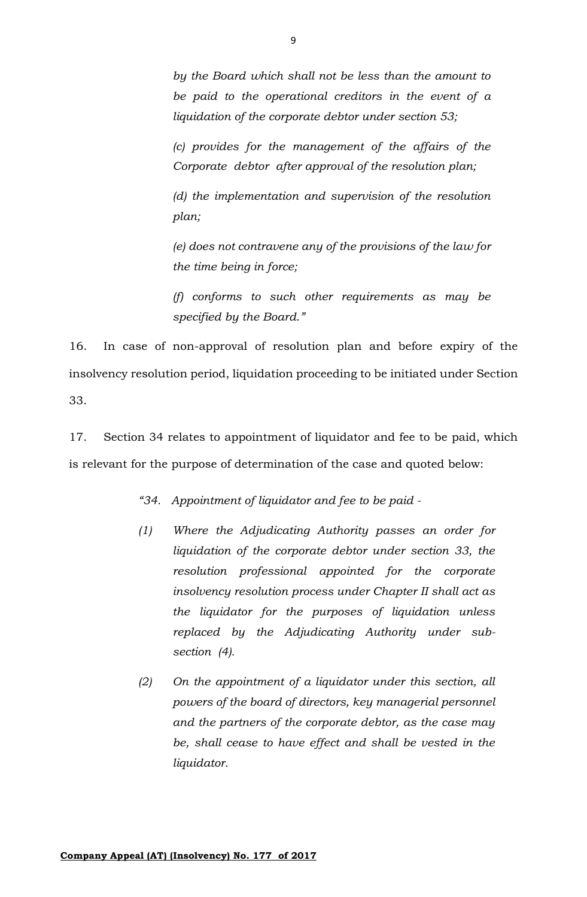*by the Board which shall not be less than the amount to be paid to the operational creditors in the event of a liquidation of the corporate debtor under section 53;*

*(c) provides for the management of the affairs of the Corporate debtor after approval of the resolution plan;*

*(d) the implementation and supervision of the resolution plan;*

*(e) does not contravene any of the provisions of the law for the time being in force;*

*(f) conforms to such other requirements as may be specified by the Board."*

16. In case of non-approval of resolution plan and before expiry of the insolvency resolution period, liquidation proceeding to be initiated under Section 33.

17. Section 34 relates to appointment of liquidator and fee to be paid, which is relevant for the purpose of determination of the case and quoted below:

*"34. Appointment of liquidator and fee to be paid -*

*(1) Where the Adjudicating Authority passes an order for liquidation of the corporate debtor under section 33, the resolution professional appointed for the corporate insolvency resolution process under Chapter II shall act as the liquidator for the purposes of liquidation unless replaced by the Adjudicating Authority under sub-section (4).*

*(2) On the appointment of a liquidator under this section, all powers of the board of directors, key managerial personnel and the partners of the corporate debtor, as the case may be, shall cease to have effect and shall be vested in the liquidator.*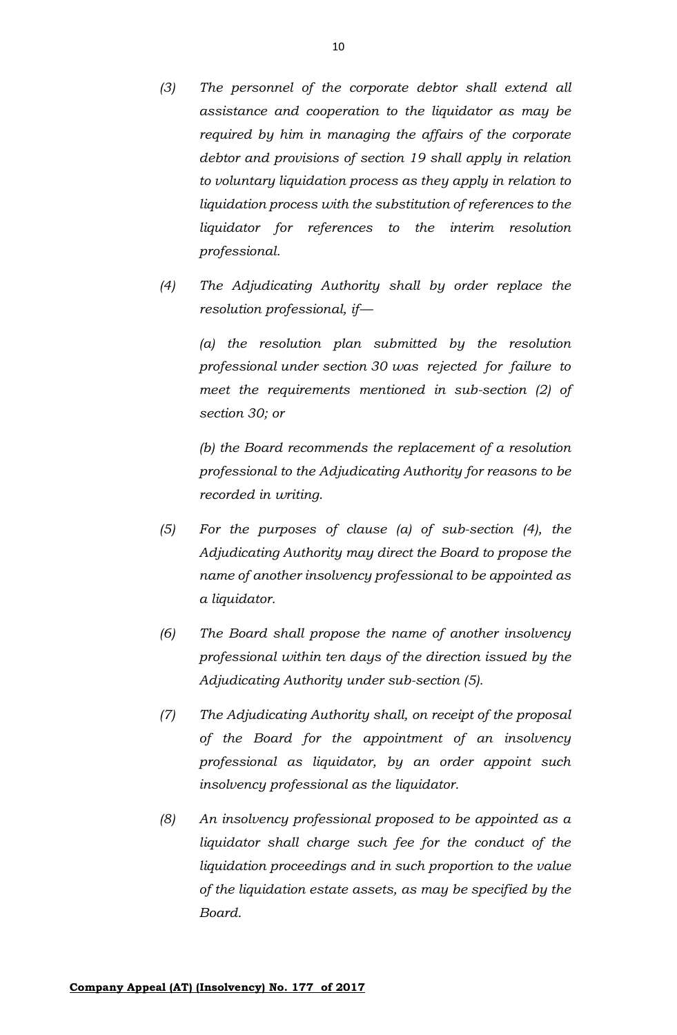*(3) The personnel of the corporate debtor shall extend all assistance and cooperation to the liquidator as may be required by him in managing the affairs of the corporate debtor and provisions of section 19 shall apply in relation to voluntary liquidation process as they apply in relation to liquidation process with the substitution of references to the liquidator for references to the interim resolution professional.*

*(4) The Adjudicating Authority shall by order replace the resolution professional, if—*

*(a) the resolution plan submitted by the resolution professional under section 30 was rejected for failure to meet the requirements mentioned in sub-section (2) of section 30; or*

*(b) the Board recommends the replacement of a resolution professional to the Adjudicating Authority for reasons to be recorded in writing.*

*(5) For the purposes of clause (a) of sub-section (4), the Adjudicating Authority may direct the Board to propose the name of another insolvency professional to be appointed as a liquidator.*

*(6) The Board shall propose the name of another insolvency professional within ten days of the direction issued by the Adjudicating Authority under sub-section (5).*

*(7) The Adjudicating Authority shall, on receipt of the proposal of the Board for the appointment of an insolvency professional as liquidator, by an order appoint such insolvency professional as the liquidator.*

*(8) An insolvency professional proposed to be appointed as a liquidator shall charge such fee for the conduct of the liquidation proceedings and in such proportion to the value of the liquidation estate assets, as may be specified by the Board.*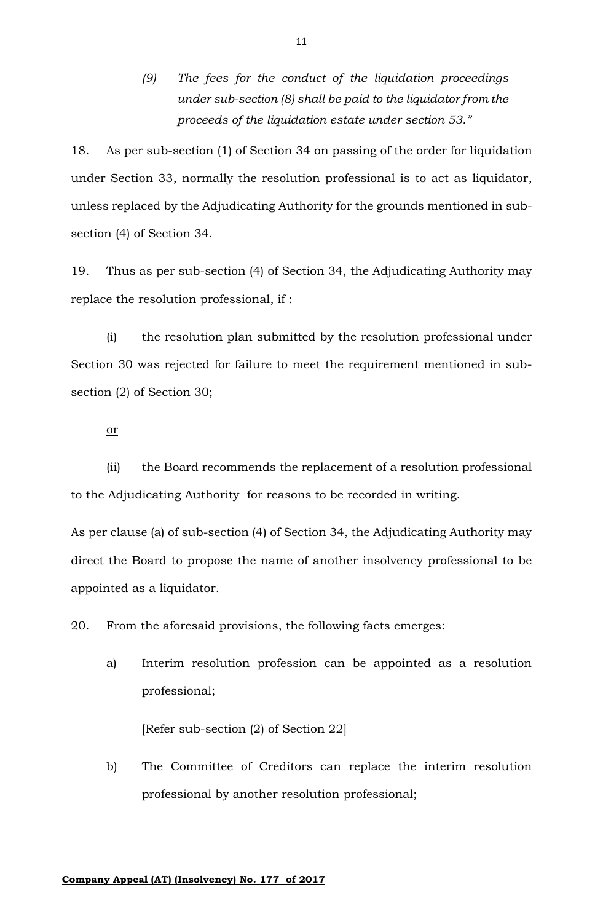> *(9) The fees for the conduct of the liquidation proceedings under sub-section (8) shall be paid to the liquidator from the proceeds of the liquidation estate under section 53."*

18. As per sub-section (1) of Section 34 on passing of the order for liquidation under Section 33, normally the resolution professional is to act as liquidator, unless replaced by the Adjudicating Authority for the grounds mentioned in sub-section (4) of Section 34.

19. Thus as per sub-section (4) of Section 34, the Adjudicating Authority may replace the resolution professional, if :

(i) the resolution plan submitted by the resolution professional under Section 30 was rejected for failure to meet the requirement mentioned in sub-section (2) of Section 30;

<u>or</u>

(ii) the Board recommends the replacement of a resolution professional to the Adjudicating Authority for reasons to be recorded in writing.

As per clause (a) of sub-section (4) of Section 34, the Adjudicating Authority may direct the Board to propose the name of another insolvency professional to be appointed as a liquidator.

20. From the aforesaid provisions, the following facts emerges:

a) Interim resolution profession can be appointed as a resolution professional;

   [Refer sub-section (2) of Section 22]

b) The Committee of Creditors can replace the interim resolution professional by another resolution professional;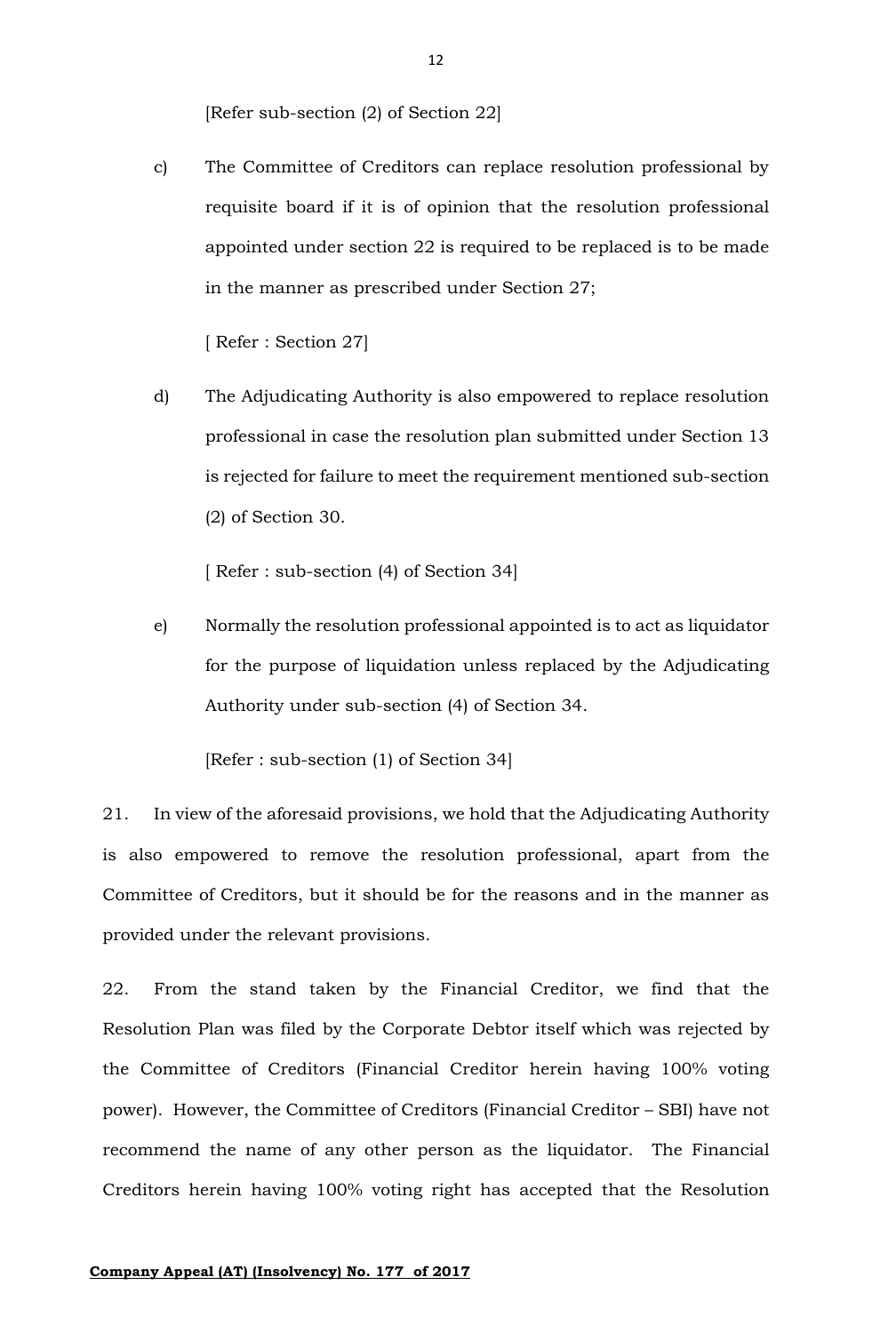[Refer sub-section (2) of Section 22]

c) The Committee of Creditors can replace resolution professional by requisite board if it is of opinion that the resolution professional appointed under section 22 is required to be replaced is to be made in the manner as prescribed under Section 27;

[ Refer : Section 27]

d) The Adjudicating Authority is also empowered to replace resolution professional in case the resolution plan submitted under Section 13 is rejected for failure to meet the requirement mentioned sub-section (2) of Section 30.

[ Refer : sub-section (4) of Section 34]

e) Normally the resolution professional appointed is to act as liquidator for the purpose of liquidation unless replaced by the Adjudicating Authority under sub-section (4) of Section 34.

[Refer : sub-section (1) of Section 34]

21. In view of the aforesaid provisions, we hold that the Adjudicating Authority is also empowered to remove the resolution professional, apart from the Committee of Creditors, but it should be for the reasons and in the manner as provided under the relevant provisions.

22. From the stand taken by the Financial Creditor, we find that the Resolution Plan was filed by the Corporate Debtor itself which was rejected by the Committee of Creditors (Financial Creditor herein having 100% voting power). However, the Committee of Creditors (Financial Creditor – SBI) have not recommend the name of any other person as the liquidator. The Financial Creditors herein having 100% voting right has accepted that the Resolution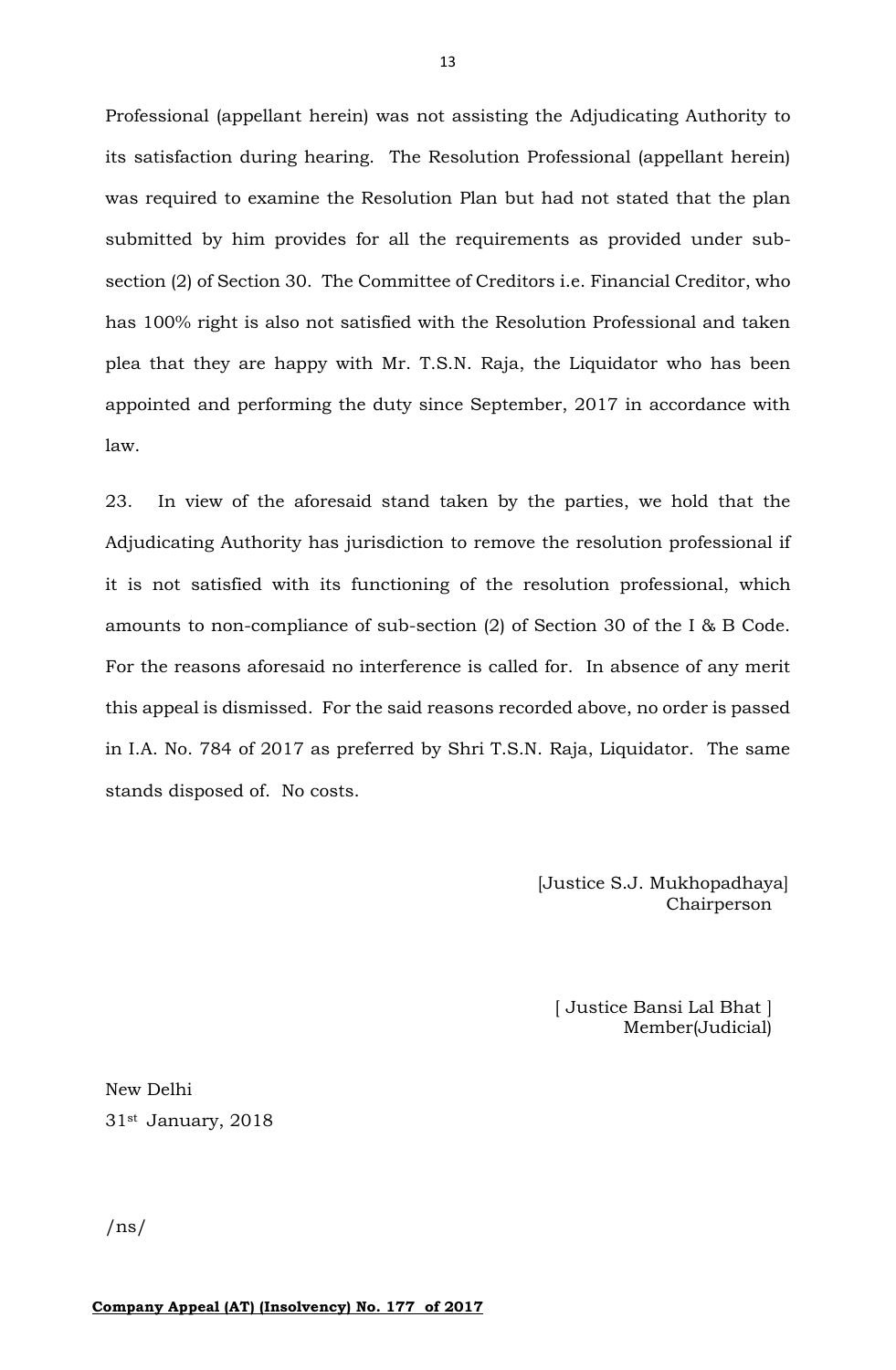Professional (appellant herein) was not assisting the Adjudicating Authority to its satisfaction during hearing. The Resolution Professional (appellant herein) was required to examine the Resolution Plan but had not stated that the plan submitted by him provides for all the requirements as provided under sub-section (2) of Section 30. The Committee of Creditors i.e. Financial Creditor, who has 100% right is also not satisfied with the Resolution Professional and taken plea that they are happy with Mr. T.S.N. Raja, the Liquidator who has been appointed and performing the duty since September, 2017 in accordance with law.

23. In view of the aforesaid stand taken by the parties, we hold that the Adjudicating Authority has jurisdiction to remove the resolution professional if it is not satisfied with its functioning of the resolution professional, which amounts to non-compliance of sub-section (2) of Section 30 of the I & B Code. For the reasons aforesaid no interference is called for. In absence of any merit this appeal is dismissed. For the said reasons recorded above, no order is passed in I.A. No. 784 of 2017 as preferred by Shri T.S.N. Raja, Liquidator. The same stands disposed of. No costs.

[Justice S.J. Mukhopadhaya]
Chairperson

[ Justice Bansi Lal Bhat ]
Member(Judicial)

New Delhi
31st January, 2018

/ns/

**Company Appeal (AT) (Insolvency) No. 177 of 2017**